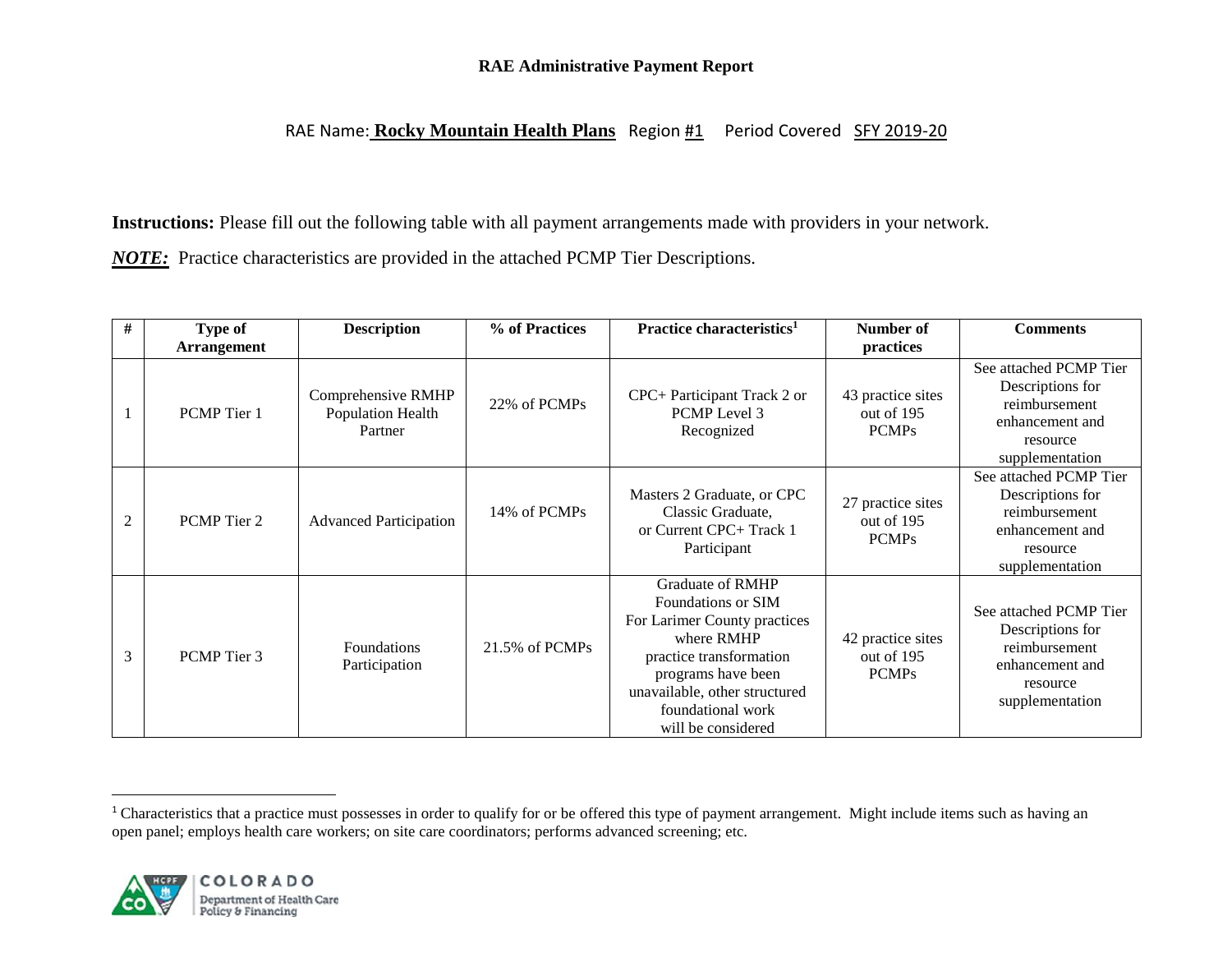**RAE Administrative Payment Report**

RAE Name: **Rocky Mountain Health Plans** Region #1 Period Covered SFY 2019-20

**Instructions:** Please fill out the following table with all payment arrangements made with providers in your network.

***NOTE:*** Practice characteristics are provided in the attached PCMP Tier Descriptions.

| # | Type of Arrangement | Description | % of Practices | Practice characteristics[1] | Number of practices | Comments |
|---|---|---|---|---|---|---|
| 1 | PCMP Tier 1 | Comprehensive RMHP Population Health Partner | 22% of PCMPs | CPC+ Participant Track 2 or PCMP Level 3 Recognized | 43 practice sites out of 195 PCMPs | See attached PCMP Tier Descriptions for reimbursement enhancement and resource supplementation |
| 2 | PCMP Tier 2 | Advanced Participation | 14% of PCMPs | Masters 2 Graduate, or CPC Classic Graduate, or Current CPC+ Track 1 Participant | 27 practice sites out of 195 PCMPs | See attached PCMP Tier Descriptions for reimbursement enhancement and resource supplementation |
| 3 | PCMP Tier 3 | Foundations Participation | 21.5% of PCMPs | Graduate of RMHP Foundations or SIM For Larimer County practices where RMHP practice transformation programs have been unavailable, other structured foundational work will be considered | 42 practice sites out of 195 PCMPs | See attached PCMP Tier Descriptions for reimbursement enhancement and resource supplementation |

[1] Characteristics that a practice must possesses in order to qualify for or be offered this type of payment arrangement. Might include items such as having an open panel; employs health care workers; on site care coordinators; performs advanced screening; etc.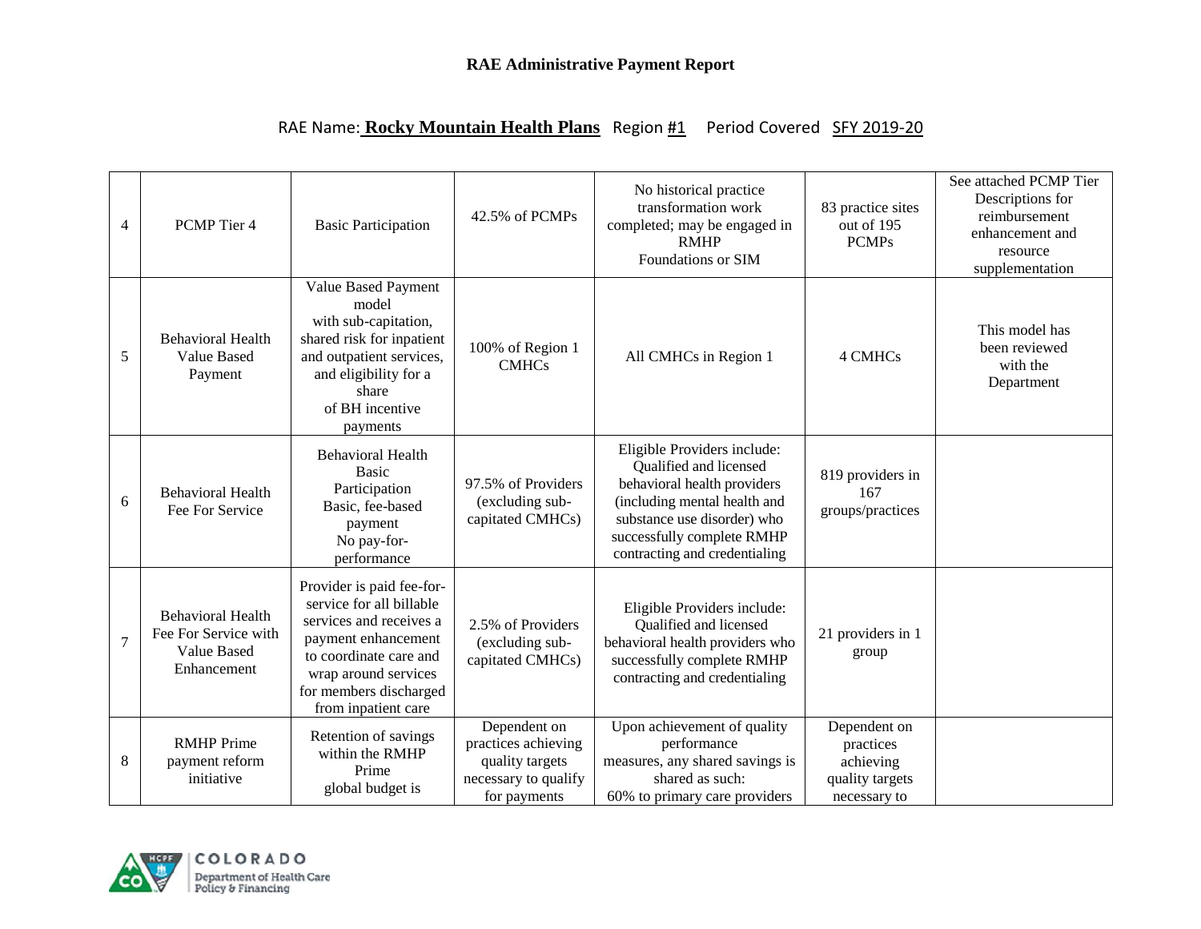**RAE Administrative Payment Report**

RAE Name: **Rocky Mountain Health Plans** Region #1 Period Covered SFY 2019-20

| | | | | | | |
|---|---|---|---|---|---|---|
| 4 | PCMP Tier 4 | Basic Participation | 42.5% of PCMPs | No historical practice transformation work completed; may be engaged in RMHP Foundations or SIM | 83 practice sites out of 195 PCMPs | See attached PCMP Tier Descriptions for reimbursement enhancement and resource supplementation |
| 5 | Behavioral Health Value Based Payment | Value Based Payment model with sub-capitation, shared risk for inpatient and outpatient services, and eligibility for a share of BH incentive payments | 100% of Region 1 CMHCs | All CMHCs in Region 1 | 4 CMHCs | This model has been reviewed with the Department |
| 6 | Behavioral Health Fee For Service | Behavioral Health Basic Participation Basic, fee-based payment No pay-for-performance | 97.5% of Providers (excluding sub-capitated CMHCs) | Eligible Providers include: Qualified and licensed behavioral health providers (including mental health and substance use disorder) who successfully complete RMHP contracting and credentialing | 819 providers in 167 groups/practices | |
| 7 | Behavioral Health Fee For Service with Value Based Enhancement | Provider is paid fee-for-service for all billable services and receives a payment enhancement to coordinate care and wrap around services for members discharged from inpatient care | 2.5% of Providers (excluding sub-capitated CMHCs) | Eligible Providers include: Qualified and licensed behavioral health providers who successfully complete RMHP contracting and credentialing | 21 providers in 1 group | |
| 8 | RMHP Prime payment reform initiative | Retention of savings within the RMHP Prime global budget is | Dependent on practices achieving quality targets necessary to qualify for payments | Upon achievement of quality performance measures, any shared savings is shared as such: 60% to primary care providers | Dependent on practices achieving quality targets necessary to | |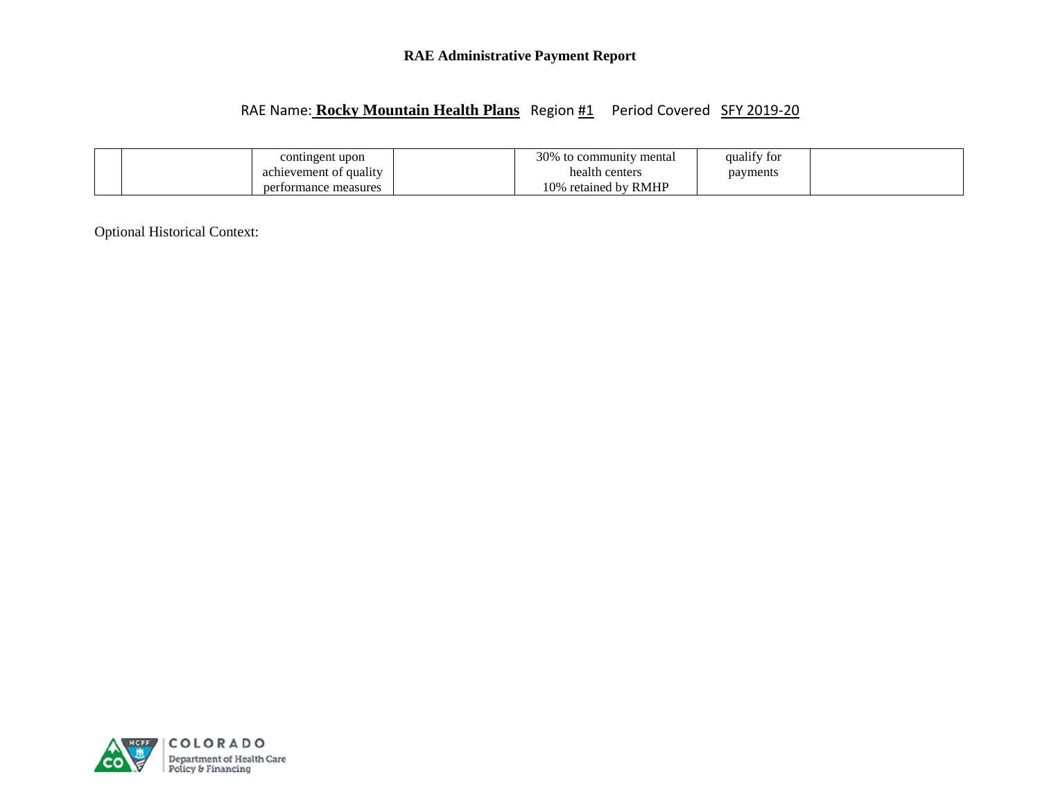| | | | | | | |
|---|---|---|---|---|---|---|
| | | contingent upon achievement of quality performance measures | | 30% to community mental health centers 10% retained by RMHP | qualify for payments | |

Optional Historical Context: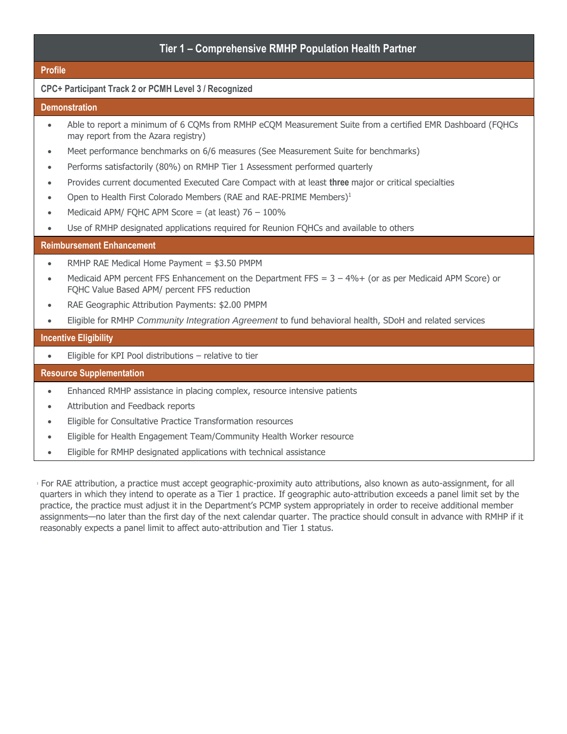## Tier 1 – Comprehensive RMHP Population Health Partner

### Profile

**CPC+ Participant Track 2 or PCMH Level 3 / Recognized**

### Demonstration

- Able to report a minimum of 6 CQMs from RMHP eCQM Measurement Suite from a certified EMR Dashboard (FQHCs may report from the Azara registry)
- Meet performance benchmarks on 6/6 measures (See Measurement Suite for benchmarks)
- Performs satisfactorily (80%) on RMHP Tier 1 Assessment performed quarterly
- Provides current documented Executed Care Compact with at least **three** major or critical specialties
- Open to Health First Colorado Members (RAE and RAE-PRIME Members)[1]
- Medicaid APM/ FQHC APM Score = (at least) 76 – 100%
- Use of RMHP designated applications required for Reunion FQHCs and available to others

### Reimbursement Enhancement

- RMHP RAE Medical Home Payment = $3.50 PMPM
- Medicaid APM percent FFS Enhancement on the Department FFS = 3 – 4%+ (or as per Medicaid APM Score) or FQHC Value Based APM/ percent FFS reduction
- RAE Geographic Attribution Payments: $2.00 PMPM
- Eligible for RMHP *Community Integration Agreement* to fund behavioral health, SDoH and related services

### Incentive Eligibility

- Eligible for KPI Pool distributions – relative to tier

### Resource Supplementation

- Enhanced RMHP assistance in placing complex, resource intensive patients
- Attribution and Feedback reports
- Eligible for Consultative Practice Transformation resources
- Eligible for Health Engagement Team/Community Health Worker resource
- Eligible for RMHP designated applications with technical assistance

[1] For RAE attribution, a practice must accept geographic-proximity auto attributions, also known as auto-assignment, for all quarters in which they intend to operate as a Tier 1 practice. If geographic auto-attribution exceeds a panel limit set by the practice, the practice must adjust it in the Department's PCMP system appropriately in order to receive additional member assignments—no later than the first day of the next calendar quarter. The practice should consult in advance with RMHP if it reasonably expects a panel limit to affect auto-attribution and Tier 1 status.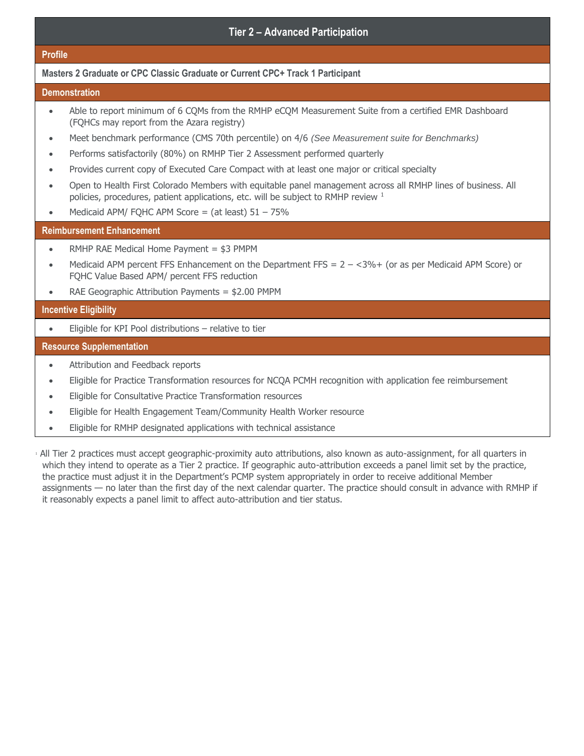## Tier 2 – Advanced Participation

### Profile

**Masters 2 Graduate or CPC Classic Graduate or Current CPC+ Track 1 Participant**

### Demonstration

- Able to report minimum of 6 CQMs from the RMHP eCQM Measurement Suite from a certified EMR Dashboard (FQHCs may report from the Azara registry)
- Meet benchmark performance (CMS 70th percentile) on 4/6 *(See Measurement suite for Benchmarks)*
- Performs satisfactorily (80%) on RMHP Tier 2 Assessment performed quarterly
- Provides current copy of Executed Care Compact with at least one major or critical specialty
- Open to Health First Colorado Members with equitable panel management across all RMHP lines of business. All policies, procedures, patient applications, etc. will be subject to RMHP review [1]
- Medicaid APM/ FQHC APM Score = (at least) 51 – 75%

### Reimbursement Enhancement

- RMHP RAE Medical Home Payment = $3 PMPM
- Medicaid APM percent FFS Enhancement on the Department FFS = 2 – <3%+ (or as per Medicaid APM Score) or FQHC Value Based APM/ percent FFS reduction
- RAE Geographic Attribution Payments = $2.00 PMPM

### Incentive Eligibility

- Eligible for KPI Pool distributions – relative to tier

### Resource Supplementation

- Attribution and Feedback reports
- Eligible for Practice Transformation resources for NCQA PCMH recognition with application fee reimbursement
- Eligible for Consultative Practice Transformation resources
- Eligible for Health Engagement Team/Community Health Worker resource
- Eligible for RMHP designated applications with technical assistance

[1] All Tier 2 practices must accept geographic-proximity auto attributions, also known as auto-assignment, for all quarters in which they intend to operate as a Tier 2 practice. If geographic auto-attribution exceeds a panel limit set by the practice, the practice must adjust it in the Department's PCMP system appropriately in order to receive additional Member assignments — no later than the first day of the next calendar quarter. The practice should consult in advance with RMHP if it reasonably expects a panel limit to affect auto-attribution and tier status.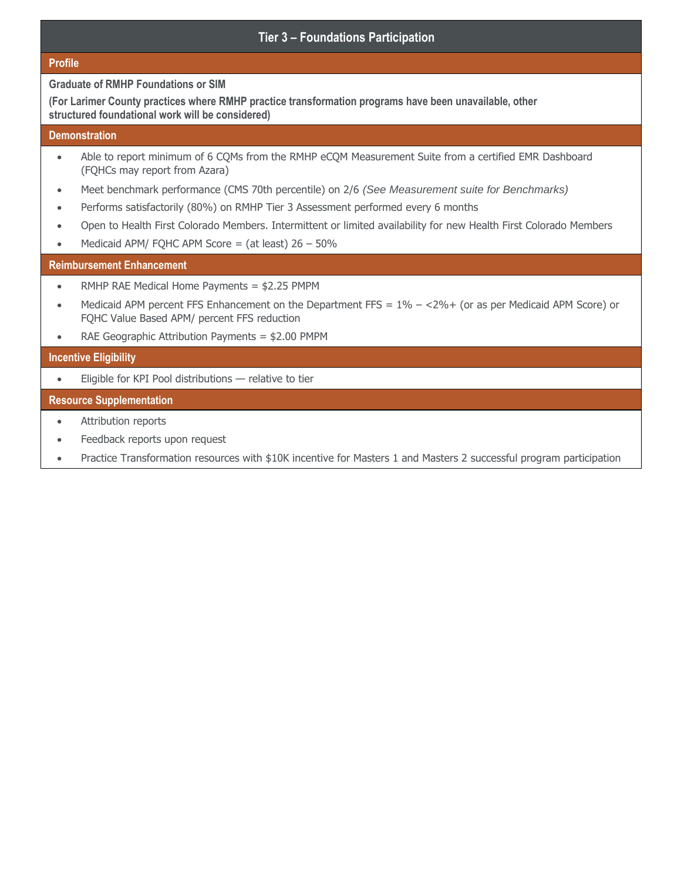## Tier 3 – Foundations Participation

### Profile

**Graduate of RMHP Foundations or SIM**

**(For Larimer County practices where RMHP practice transformation programs have been unavailable, other structured foundational work will be considered)**

### Demonstration

- Able to report minimum of 6 CQMs from the RMHP eCQM Measurement Suite from a certified EMR Dashboard (FQHCs may report from Azara)
- Meet benchmark performance (CMS 70th percentile) on 2/6 *(See Measurement suite for Benchmarks)*
- Performs satisfactorily (80%) on RMHP Tier 3 Assessment performed every 6 months
- Open to Health First Colorado Members. Intermittent or limited availability for new Health First Colorado Members
- Medicaid APM/ FQHC APM Score = (at least) 26 – 50%

### Reimbursement Enhancement

- RMHP RAE Medical Home Payments = $2.25 PMPM
- Medicaid APM percent FFS Enhancement on the Department FFS = 1% – <2%+ (or as per Medicaid APM Score) or FQHC Value Based APM/ percent FFS reduction
- RAE Geographic Attribution Payments = $2.00 PMPM

### Incentive Eligibility

- Eligible for KPI Pool distributions — relative to tier

### Resource Supplementation

- Attribution reports
- Feedback reports upon request
- Practice Transformation resources with $10K incentive for Masters 1 and Masters 2 successful program participation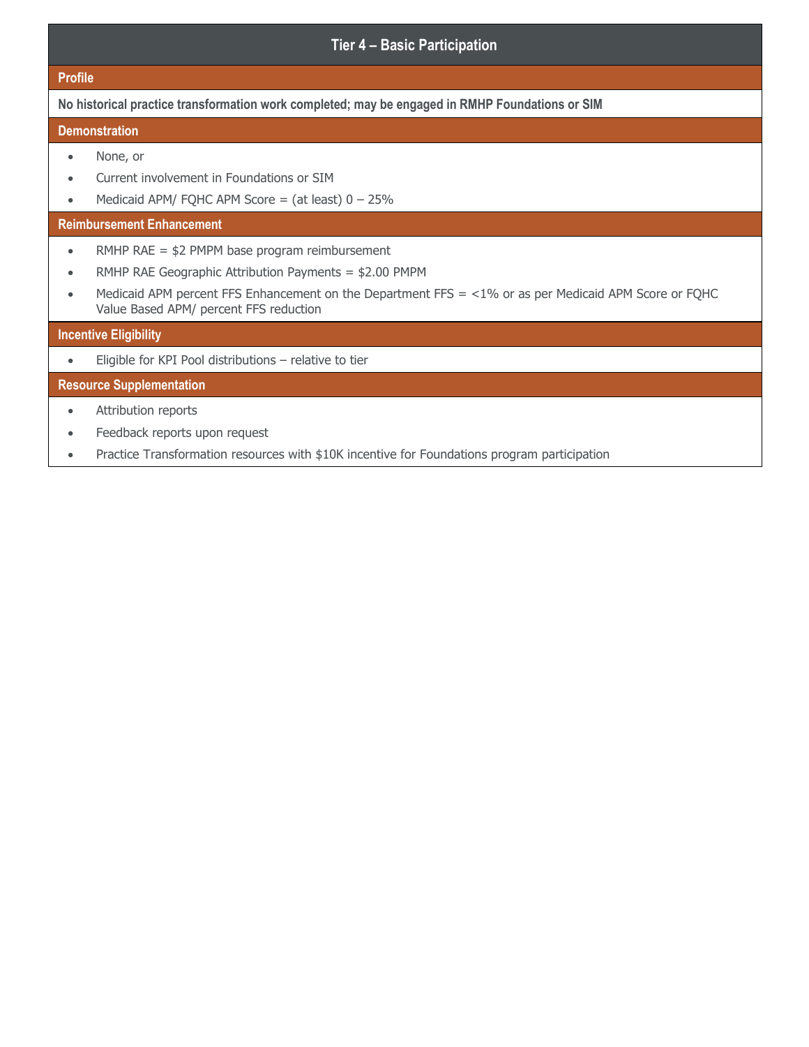## Tier 4 – Basic Participation

### Profile

**No historical practice transformation work completed; may be engaged in RMHP Foundations or SIM**

### Demonstration

- None, or
- Current involvement in Foundations or SIM
- Medicaid APM/ FQHC APM Score = (at least) 0 – 25%

### Reimbursement Enhancement

- RMHP RAE = $2 PMPM base program reimbursement
- RMHP RAE Geographic Attribution Payments = $2.00 PMPM
- Medicaid APM percent FFS Enhancement on the Department FFS = <1% or as per Medicaid APM Score or FQHC Value Based APM/ percent FFS reduction

### Incentive Eligibility

- Eligible for KPI Pool distributions – relative to tier

### Resource Supplementation

- Attribution reports
- Feedback reports upon request
- Practice Transformation resources with $10K incentive for Foundations program participation